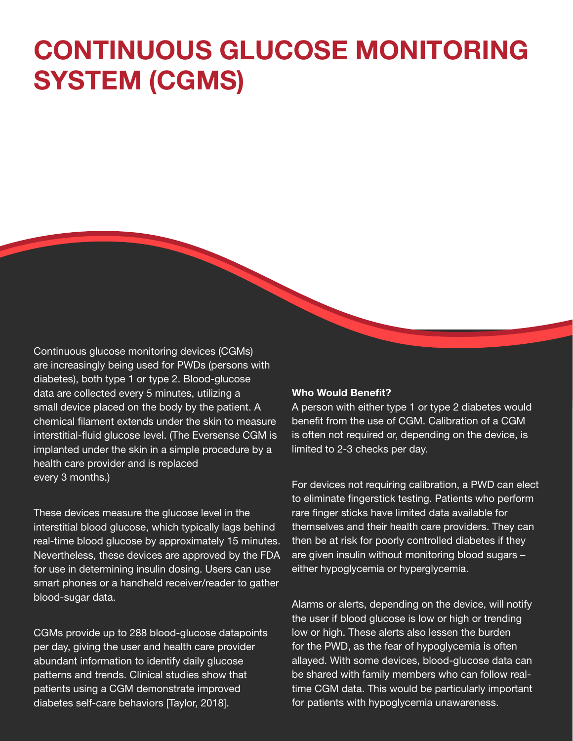# CONTINUOUS GLUCOSE MONITORING SYSTEM (CGMS)

Continuous glucose monitoring devices (CGMs) are increasingly being used for PWDs (persons with diabetes), both type 1 or type 2. Blood-glucose data are collected every 5 minutes, utilizing a small device placed on the body by the patient. A chemical filament extends under the skin to measure interstitial-fluid glucose level. (The Eversense CGM is implanted under the skin in a simple procedure by a health care provider and is replaced every 3 months.)

These devices measure the glucose level in the interstitial blood glucose, which typically lags behind real-time blood glucose by approximately 15 minutes. Nevertheless, these devices are approved by the FDA for use in determining insulin dosing. Users can use smart phones or a handheld receiver/reader to gather blood-sugar data.

CGMs provide up to 288 blood-glucose datapoints per day, giving the user and health care provider abundant information to identify daily glucose patterns and trends. Clinical studies show that patients using a CGM demonstrate improved diabetes self-care behaviors [Taylor, 2018].

**Who Would Benefit?**

A person with either type 1 or type 2 diabetes would benefit from the use of CGM. Calibration of a CGM is often not required or, depending on the device, is limited to 2-3 checks per day.

For devices not requiring calibration, a PWD can elect to eliminate fingerstick testing. Patients who perform rare finger sticks have limited data available for themselves and their health care providers. They can then be at risk for poorly controlled diabetes if they are given insulin without monitoring blood sugars – either hypoglycemia or hyperglycemia.

Alarms or alerts, depending on the device, will notify the user if blood glucose is low or high or trending low or high. These alerts also lessen the burden for the PWD, as the fear of hypoglycemia is often allayed. With some devices, blood-glucose data can be shared with family members who can follow real-time CGM data. This would be particularly important for patients with hypoglycemia unawareness.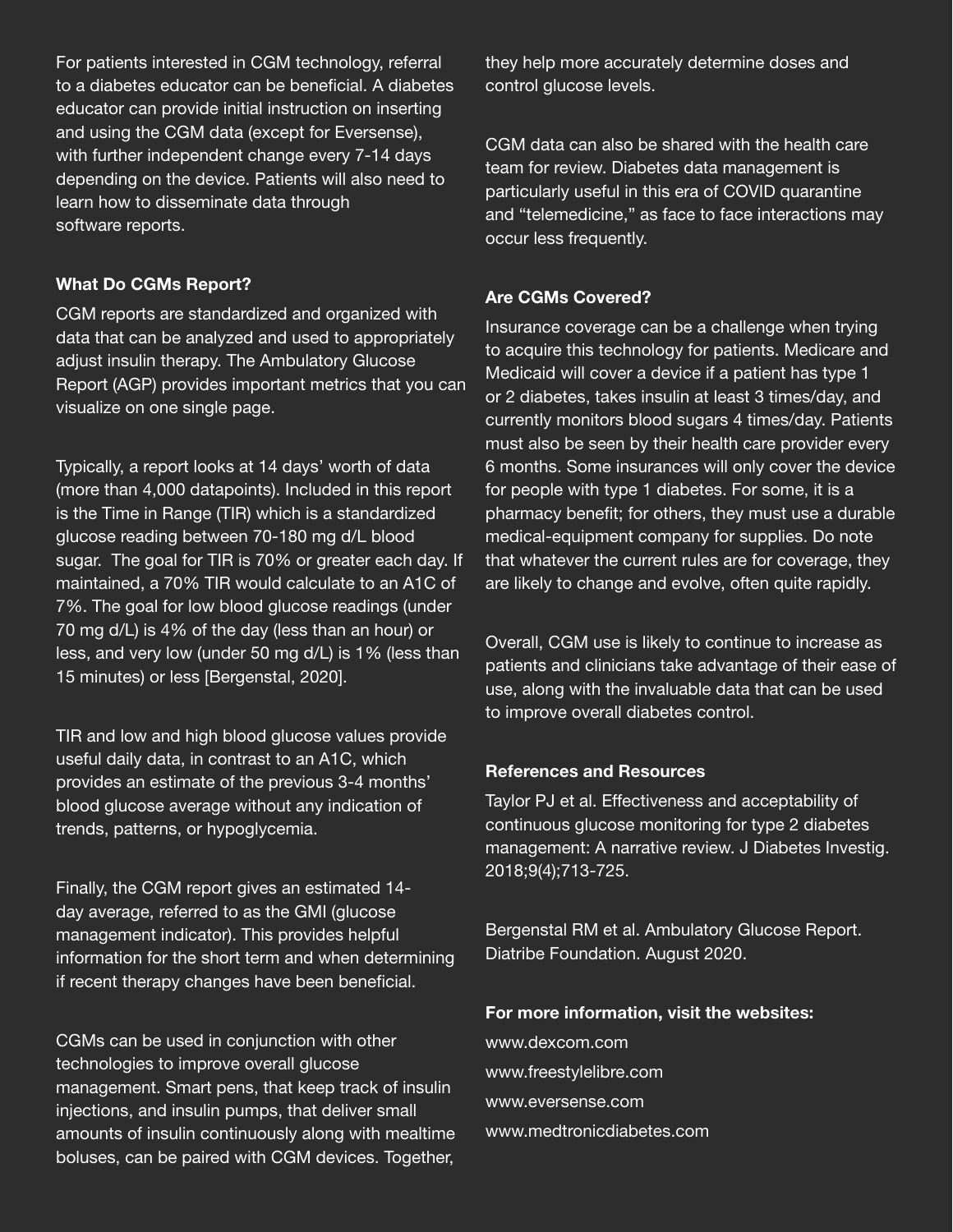For patients interested in CGM technology, referral to a diabetes educator can be beneficial. A diabetes educator can provide initial instruction on inserting and using the CGM data (except for Eversense), with further independent change every 7-14 days depending on the device. Patients will also need to learn how to disseminate data through software reports.

### What Do CGMs Report?

CGM reports are standardized and organized with data that can be analyzed and used to appropriately adjust insulin therapy. The Ambulatory Glucose Report (AGP) provides important metrics that you can visualize on one single page.

Typically, a report looks at 14 days' worth of data (more than 4,000 datapoints). Included in this report is the Time in Range (TIR) which is a standardized glucose reading between 70-180 mg d/L blood sugar. The goal for TIR is 70% or greater each day. If maintained, a 70% TIR would calculate to an A1C of 7%. The goal for low blood glucose readings (under 70 mg d/L) is 4% of the day (less than an hour) or less, and very low (under 50 mg d/L) is 1% (less than 15 minutes) or less [Bergenstal, 2020].

TIR and low and high blood glucose values provide useful daily data, in contrast to an A1C, which provides an estimate of the previous 3-4 months' blood glucose average without any indication of trends, patterns, or hypoglycemia.

Finally, the CGM report gives an estimated 14-day average, referred to as the GMI (glucose management indicator). This provides helpful information for the short term and when determining if recent therapy changes have been beneficial.

CGMs can be used in conjunction with other technologies to improve overall glucose management. Smart pens, that keep track of insulin injections, and insulin pumps, that deliver small amounts of insulin continuously along with mealtime boluses, can be paired with CGM devices. Together, they help more accurately determine doses and control glucose levels.

CGM data can also be shared with the health care team for review. Diabetes data management is particularly useful in this era of COVID quarantine and "telemedicine," as face to face interactions may occur less frequently.

### Are CGMs Covered?

Insurance coverage can be a challenge when trying to acquire this technology for patients. Medicare and Medicaid will cover a device if a patient has type 1 or 2 diabetes, takes insulin at least 3 times/day, and currently monitors blood sugars 4 times/day. Patients must also be seen by their health care provider every 6 months. Some insurances will only cover the device for people with type 1 diabetes. For some, it is a pharmacy benefit; for others, they must use a durable medical-equipment company for supplies. Do note that whatever the current rules are for coverage, they are likely to change and evolve, often quite rapidly.

Overall, CGM use is likely to continue to increase as patients and clinicians take advantage of their ease of use, along with the invaluable data that can be used to improve overall diabetes control.

### References and Resources

Taylor PJ et al. Effectiveness and acceptability of continuous glucose monitoring for type 2 diabetes management: A narrative review. J Diabetes Investig. 2018;9(4);713-725.

Bergenstal RM et al. Ambulatory Glucose Report. Diatribe Foundation. August 2020.

**For more information, visit the websites:**

www.dexcom.com

www.freestylelibre.com

www.eversense.com

www.medtronicdiabetes.com